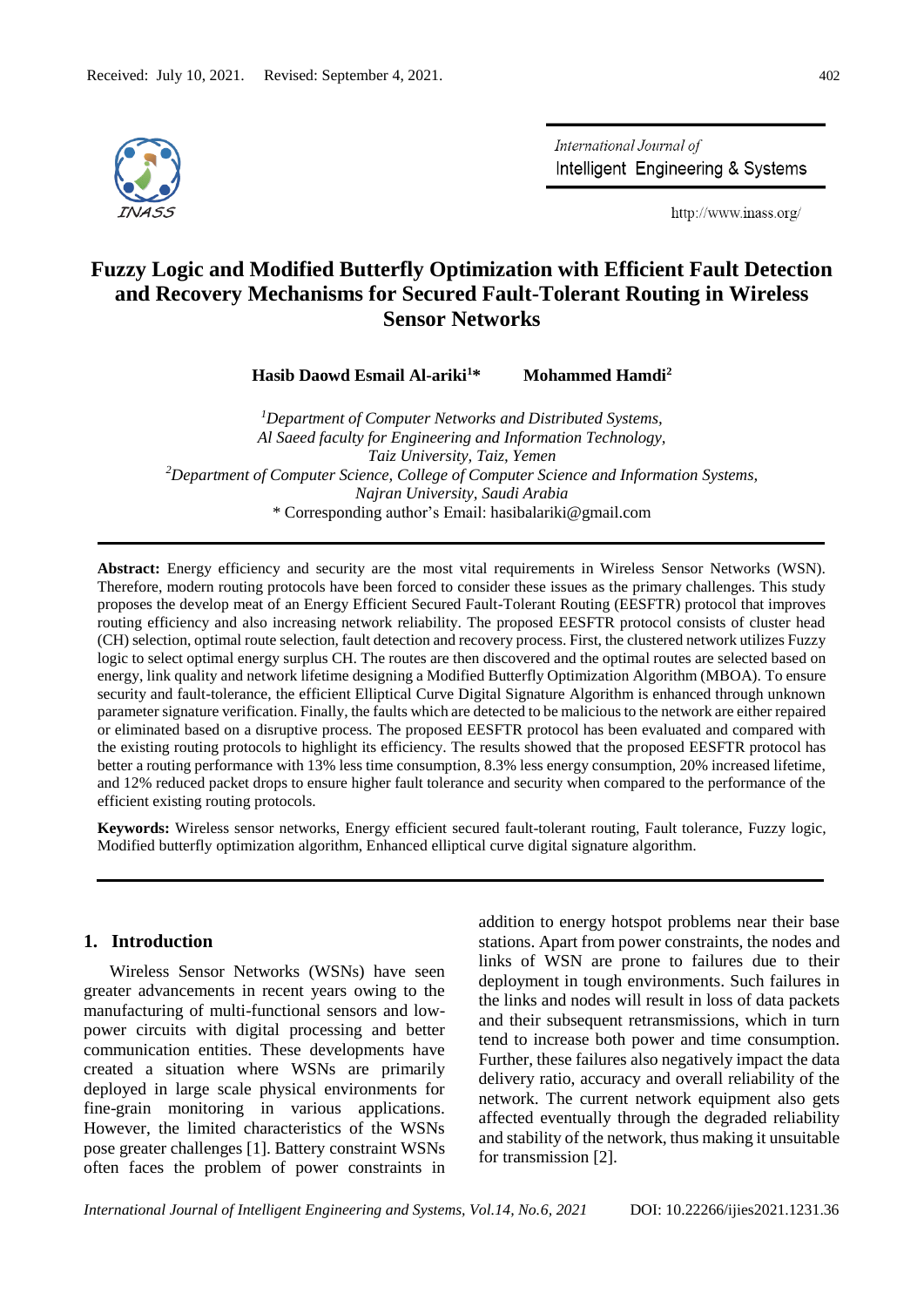Received: July 10, 2021. Revised: September 4, 2021.

# Fuzzy Logic and Modified Butterfly Optimization with Efficient Fault Detection and Recovery Mechanisms for Secured Fault-Tolerant Routing in Wireless Sensor Networks

**Hasib Daowd Esmail Al-ariki[1]*** **Mohammed Hamdi[2]**

[1] *Department of Computer Networks and Distributed Systems, Al Saeed faculty for Engineering and Information Technology, Taiz University, Taiz, Yemen*

[2] *Department of Computer Science, College of Computer Science and Information Systems, Najran University, Saudi Arabia*

\* Corresponding author's Email: hasibalariki@gmail.com

**Abstract:** Energy efficiency and security are the most vital requirements in Wireless Sensor Networks (WSN). Therefore, modern routing protocols have been forced to consider these issues as the primary challenges. This study proposes the develop meat of an Energy Efficient Secured Fault-Tolerant Routing (EESFTR) protocol that improves routing efficiency and also increasing network reliability. The proposed EESFTR protocol consists of cluster head (CH) selection, optimal route selection, fault detection and recovery process. First, the clustered network utilizes Fuzzy logic to select optimal energy surplus CH. The routes are then discovered and the optimal routes are selected based on energy, link quality and network lifetime designing a Modified Butterfly Optimization Algorithm (MBOA). To ensure security and fault-tolerance, the efficient Elliptical Curve Digital Signature Algorithm is enhanced through unknown parameter signature verification. Finally, the faults which are detected to be malicious to the network are either repaired or eliminated based on a disruptive process. The proposed EESFTR protocol has been evaluated and compared with the existing routing protocols to highlight its efficiency. The results showed that the proposed EESFTR protocol has better a routing performance with 13% less time consumption, 8.3% less energy consumption, 20% increased lifetime, and 12% reduced packet drops to ensure higher fault tolerance and security when compared to the performance of the efficient existing routing protocols.

**Keywords:** Wireless sensor networks, Energy efficient secured fault-tolerant routing, Fault tolerance, Fuzzy logic, Modified butterfly optimization algorithm, Enhanced elliptical curve digital signature algorithm.

## 1. Introduction

Wireless Sensor Networks (WSNs) have seen greater advancements in recent years owing to the manufacturing of multi-functional sensors and low-power circuits with digital processing and better communication entities. These developments have created a situation where WSNs are primarily deployed in large scale physical environments for fine-grain monitoring in various applications. However, the limited characteristics of the WSNs pose greater challenges [1]. Battery constraint WSNs often faces the problem of power constraints in addition to energy hotspot problems near their base stations. Apart from power constraints, the nodes and links of WSN are prone to failures due to their deployment in tough environments. Such failures in the links and nodes will result in loss of data packets and their subsequent retransmissions, which in turn tend to increase both power and time consumption. Further, these failures also negatively impact the data delivery ratio, accuracy and overall reliability of the network. The current network equipment also gets affected eventually through the degraded reliability and stability of the network, thus making it unsuitable for transmission [2].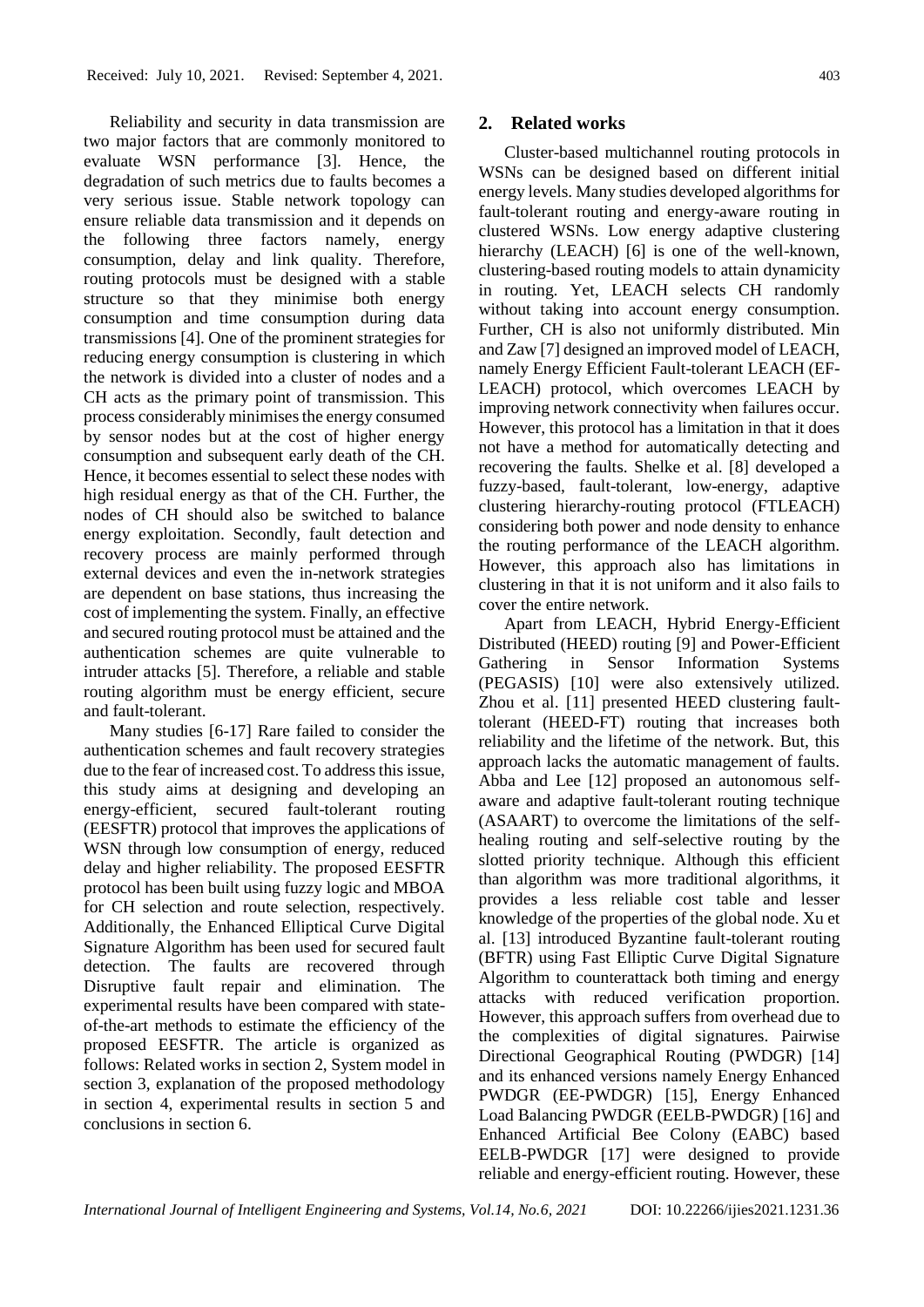Reliability and security in data transmission are two major factors that are commonly monitored to evaluate WSN performance [3]. Hence, the degradation of such metrics due to faults becomes a very serious issue. Stable network topology can ensure reliable data transmission and it depends on the following three factors namely, energy consumption, delay and link quality. Therefore, routing protocols must be designed with a stable structure so that they minimise both energy consumption and time consumption during data transmissions [4]. One of the prominent strategies for reducing energy consumption is clustering in which the network is divided into a cluster of nodes and a CH acts as the primary point of transmission. This process considerably minimises the energy consumed by sensor nodes but at the cost of higher energy consumption and subsequent early death of the CH. Hence, it becomes essential to select these nodes with high residual energy as that of the CH. Further, the nodes of CH should also be switched to balance energy exploitation. Secondly, fault detection and recovery process are mainly performed through external devices and even the in-network strategies are dependent on base stations, thus increasing the cost of implementing the system. Finally, an effective and secured routing protocol must be attained and the authentication schemes are quite vulnerable to intruder attacks [5]. Therefore, a reliable and stable routing algorithm must be energy efficient, secure and fault-tolerant.

Many studies [6-17] Rare failed to consider the authentication schemes and fault recovery strategies due to the fear of increased cost. To address this issue, this study aims at designing and developing an energy-efficient, secured fault-tolerant routing (EESFTR) protocol that improves the applications of WSN through low consumption of energy, reduced delay and higher reliability. The proposed EESFTR protocol has been built using fuzzy logic and MBOA for CH selection and route selection, respectively. Additionally, the Enhanced Elliptical Curve Digital Signature Algorithm has been used for secured fault detection. The faults are recovered through Disruptive fault repair and elimination. The experimental results have been compared with state-of-the-art methods to estimate the efficiency of the proposed EESFTR. The article is organized as follows: Related works in section 2, System model in section 3, explanation of the proposed methodology in section 4, experimental results in section 5 and conclusions in section 6.

## 2. Related works

Cluster-based multichannel routing protocols in WSNs can be designed based on different initial energy levels. Many studies developed algorithms for fault-tolerant routing and energy-aware routing in clustered WSNs. Low energy adaptive clustering hierarchy (LEACH) [6] is one of the well-known, clustering-based routing models to attain dynamicity in routing. Yet, LEACH selects CH randomly without taking into account energy consumption. Further, CH is also not uniformly distributed. Min and Zaw [7] designed an improved model of LEACH, namely Energy Efficient Fault-tolerant LEACH (EF-LEACH) protocol, which overcomes LEACH by improving network connectivity when failures occur. However, this protocol has a limitation in that it does not have a method for automatically detecting and recovering the faults. Shelke et al. [8] developed a fuzzy-based, fault-tolerant, low-energy, adaptive clustering hierarchy-routing protocol (FTLEACH) considering both power and node density to enhance the routing performance of the LEACH algorithm. However, this approach also has limitations in clustering in that it is not uniform and it also fails to cover the entire network.

Apart from LEACH, Hybrid Energy-Efficient Distributed (HEED) routing [9] and Power-Efficient Gathering in Sensor Information Systems (PEGASIS) [10] were also extensively utilized. Zhou et al. [11] presented HEED clustering fault-tolerant (HEED-FT) routing that increases both reliability and the lifetime of the network. But, this approach lacks the automatic management of faults. Abba and Lee [12] proposed an autonomous self-aware and adaptive fault-tolerant routing technique (ASAART) to overcome the limitations of the self-healing routing and self-selective routing by the slotted priority technique. Although this efficient than algorithm was more traditional algorithms, it provides a less reliable cost table and lesser knowledge of the properties of the global node. Xu et al. [13] introduced Byzantine fault-tolerant routing (BFTR) using Fast Elliptic Curve Digital Signature Algorithm to counterattack both timing and energy attacks with reduced verification proportion. However, this approach suffers from overhead due to the complexities of digital signatures. Pairwise Directional Geographical Routing (PWDGR) [14] and its enhanced versions namely Energy Enhanced PWDGR (EE-PWDGR) [15], Energy Enhanced Load Balancing PWDGR (EELB-PWDGR) [16] and Enhanced Artificial Bee Colony (EABC) based EELB-PWDGR [17] were designed to provide reliable and energy-efficient routing. However, these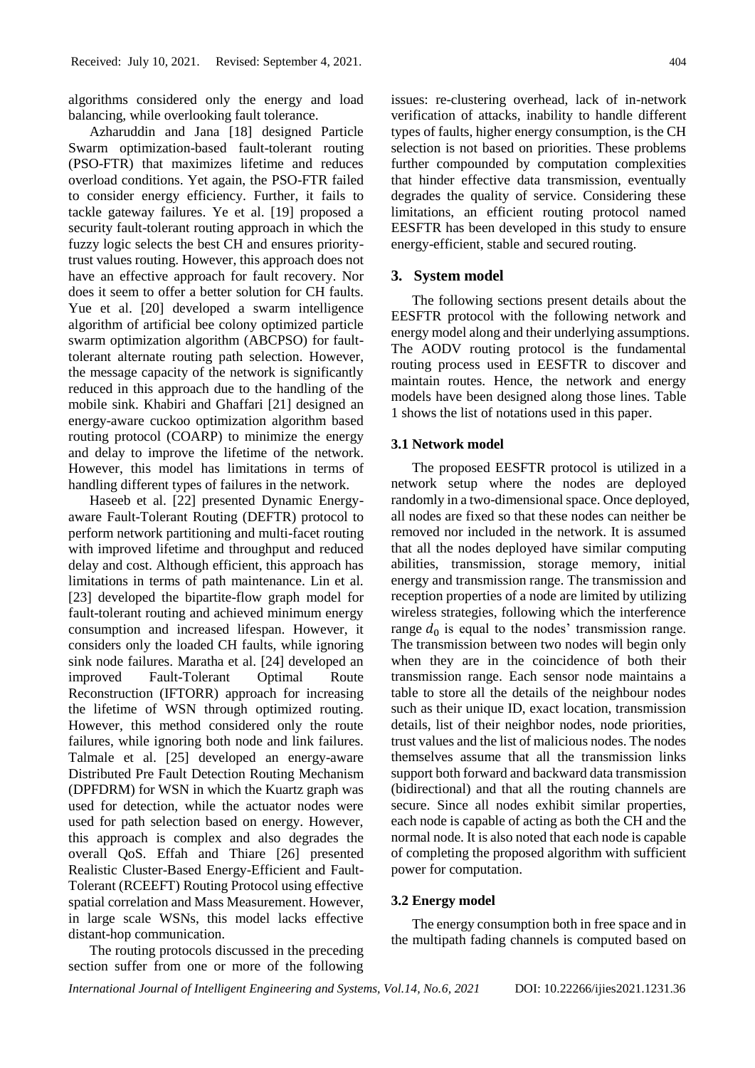algorithms considered only the energy and load balancing, while overlooking fault tolerance.

Azharuddin and Jana [18] designed Particle Swarm optimization-based fault-tolerant routing (PSO-FTR) that maximizes lifetime and reduces overload conditions. Yet again, the PSO-FTR failed to consider energy efficiency. Further, it fails to tackle gateway failures. Ye et al. [19] proposed a security fault-tolerant routing approach in which the fuzzy logic selects the best CH and ensures priority-trust values routing. However, this approach does not have an effective approach for fault recovery. Nor does it seem to offer a better solution for CH faults. Yue et al. [20] developed a swarm intelligence algorithm of artificial bee colony optimized particle swarm optimization algorithm (ABCPSO) for fault-tolerant alternate routing path selection. However, the message capacity of the network is significantly reduced in this approach due to the handling of the mobile sink. Khabiri and Ghaffari [21] designed an energy-aware cuckoo optimization algorithm based routing protocol (COARP) to minimize the energy and delay to improve the lifetime of the network. However, this model has limitations in terms of handling different types of failures in the network.

Haseeb et al. [22] presented Dynamic Energy-aware Fault-Tolerant Routing (DEFTR) protocol to perform network partitioning and multi-facet routing with improved lifetime and throughput and reduced delay and cost. Although efficient, this approach has limitations in terms of path maintenance. Lin et al. [23] developed the bipartite-flow graph model for fault-tolerant routing and achieved minimum energy consumption and increased lifespan. However, it considers only the loaded CH faults, while ignoring sink node failures. Maratha et al. [24] developed an improved Fault-Tolerant Optimal Route Reconstruction (IFTORR) approach for increasing the lifetime of WSN through optimized routing. However, this method considered only the route failures, while ignoring both node and link failures. Talmale et al. [25] developed an energy-aware Distributed Pre Fault Detection Routing Mechanism (DPFDRM) for WSN in which the Kuartz graph was used for detection, while the actuator nodes were used for path selection based on energy. However, this approach is complex and also degrades the overall QoS. Effah and Thiare [26] presented Realistic Cluster-Based Energy-Efficient and Fault-Tolerant (RCEEFT) Routing Protocol using effective spatial correlation and Mass Measurement. However, in large scale WSNs, this model lacks effective distant-hop communication.

The routing protocols discussed in the preceding section suffer from one or more of the following issues: re-clustering overhead, lack of in-network verification of attacks, inability to handle different types of faults, higher energy consumption, is the CH selection is not based on priorities. These problems further compounded by computation complexities that hinder effective data transmission, eventually degrades the quality of service. Considering these limitations, an efficient routing protocol named EESFTR has been developed in this study to ensure energy-efficient, stable and secured routing.

## 3. System model

The following sections present details about the EESFTR protocol with the following network and energy model along and their underlying assumptions. The AODV routing protocol is the fundamental routing process used in EESFTR to discover and maintain routes. Hence, the network and energy models have been designed along those lines. Table 1 shows the list of notations used in this paper.

### 3.1 Network model

The proposed EESFTR protocol is utilized in a network setup where the nodes are deployed randomly in a two-dimensional space. Once deployed, all nodes are fixed so that these nodes can neither be removed nor included in the network. It is assumed that all the nodes deployed have similar computing abilities, transmission, storage memory, initial energy and transmission range. The transmission and reception properties of a node are limited by utilizing wireless strategies, following which the interference range $d_0$ is equal to the nodes' transmission range. The transmission between two nodes will begin only when they are in the coincidence of both their transmission range. Each sensor node maintains a table to store all the details of the neighbour nodes such as their unique ID, exact location, transmission details, list of their neighbor nodes, node priorities, trust values and the list of malicious nodes. The nodes themselves assume that all the transmission links support both forward and backward data transmission (bidirectional) and that all the routing channels are secure. Since all nodes exhibit similar properties, each node is capable of acting as both the CH and the normal node. It is also noted that each node is capable of completing the proposed algorithm with sufficient power for computation.

### 3.2 Energy model

The energy consumption both in free space and in the multipath fading channels is computed based on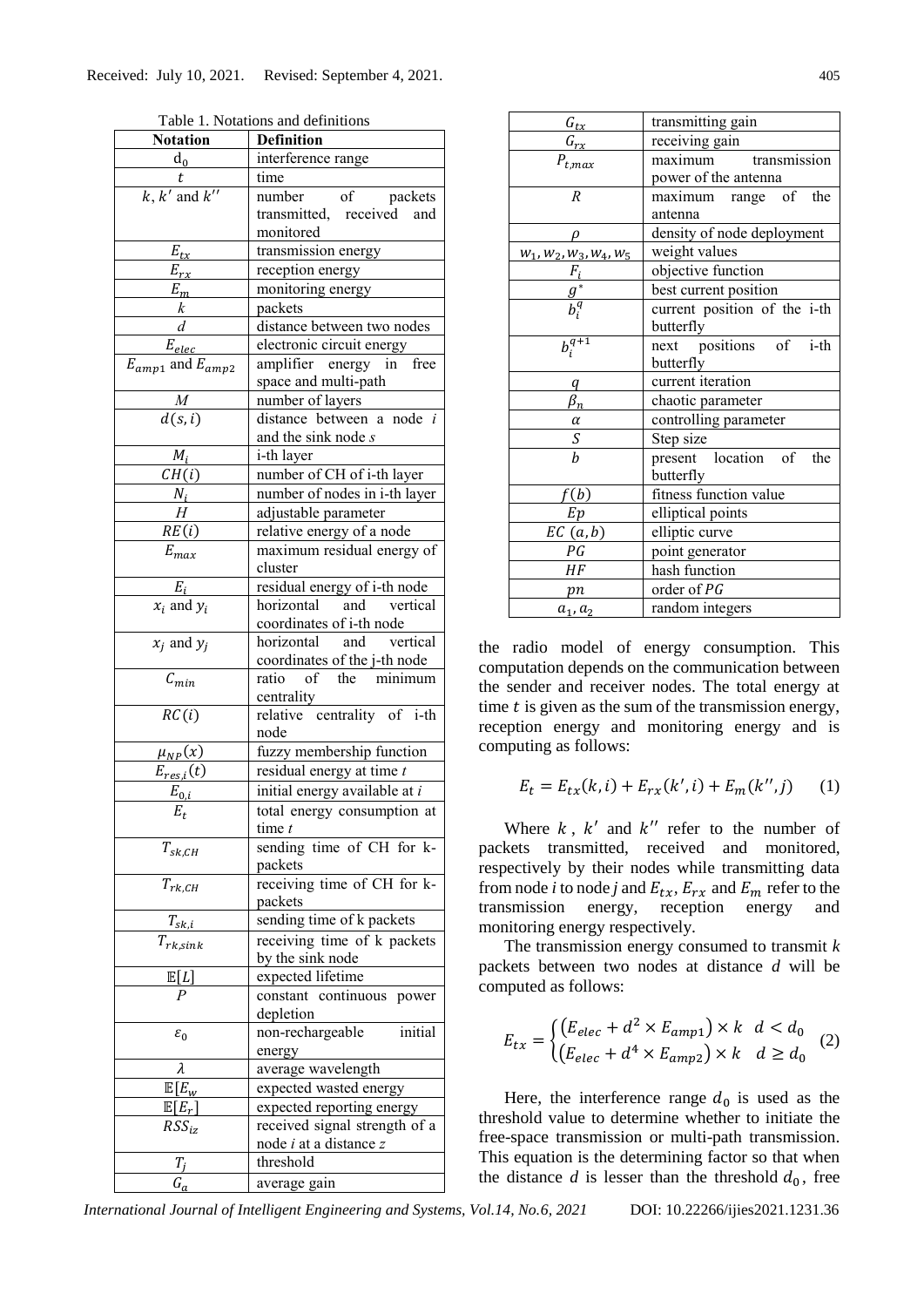Table 1. Notations and definitions

| Notation | Definition |
|---|---|
| $d_0$ | interference range |
| $t$ | time |
| $k$, $k'$ and $k''$ | number of packets transmitted, received and monitored |
| $E_{tx}$ | transmission energy |
| $E_{rx}$ | reception energy |
| $E_m$ | monitoring energy |
| $k$ | packets |
| $d$ | distance between two nodes |
| $E_{elec}$ | electronic circuit energy |
| $E_{amp1}$ and $E_{amp2}$ | amplifier energy in free space and multi-path |
| $M$ | number of layers |
| $d(s,i)$ | distance between a node *i* and the sink node *s* |
| $M_i$ | i-th layer |
| $CH(i)$ | number of CH of i-th layer |
| $N_i$ | number of nodes in i-th layer |
| $H$ | adjustable parameter |
| $RE(i)$ | relative energy of a node |
| $E_{max}$ | maximum residual energy of cluster |
| $E_i$ | residual energy of i-th node |
| $x_i$ and $y_i$ | horizontal and vertical coordinates of i-th node |
| $x_j$ and $y_j$ | horizontal and vertical coordinates of the j-th node |
| $C_{min}$ | ratio of the minimum centrality |
| $RC(i)$ | relative centrality of i-th node |
| $\mu_{NP}(x)$ | fuzzy membership function |
| $E_{res,i}(t)$ | residual energy at time *t* |
| $E_{0,i}$ | initial energy available at *i* |
| $E_t$ | total energy consumption at time *t* |
| $T_{sk,CH}$ | sending time of CH for k-packets |
| $T_{rk,CH}$ | receiving time of CH for k-packets |
| $T_{sk,i}$ | sending time of k packets |
| $T_{rk,sink}$ | receiving time of k packets by the sink node |
| $\mathbb{E}[L]$ | expected lifetime |
| $P$ | constant continuous power depletion |
| $\varepsilon_0$ | non-rechargeable initial energy |
| $\lambda$ | average wavelength |
| $\mathbb{E}[E_w$ | expected wasted energy |
| $\mathbb{E}[E_r]$ | expected reporting energy |
| $RSS_{iz}$ | received signal strength of a node *i* at a distance *z* |
| $T_j$ | threshold |
| $G_a$ | average gain |
| $G_{tx}$ | transmitting gain |
| $G_{rx}$ | receiving gain |
| $P_{t,max}$ | maximum transmission power of the antenna |
| $R$ | maximum range of the antenna |
| $\rho$ | density of node deployment |
| $w_1, w_2, w_3, w_4, w_5$ | weight values |
| $F_i$ | objective function |
| $g^*$ | best current position |
| $b_i^q$ | current position of the i-th butterfly |
| $b_i^{q+1}$ | next positions of i-th butterfly |
| $q$ | current iteration |
| $\beta_n$ | chaotic parameter |
| $\alpha$ | controlling parameter |
| $S$ | Step size |
| $b$ | present location of the butterfly |
| $f(b)$ | fitness function value |
| $Ep$ | elliptical points |
| $EC\ (a,b)$ | elliptic curve |
| $PG$ | point generator |
| $HF$ | hash function |
| $pn$ | order of $PG$ |
| $a_1, a_2$ | random integers |

the radio model of energy consumption. This computation depends on the communication between the sender and receiver nodes. The total energy at time $t$ is given as the sum of the transmission energy, reception energy and monitoring energy and is computing as follows:

$$E_t = E_{tx}(k,i) + E_{rx}(k',i) + E_m(k'',j) \quad (1)$$

Where $k$, $k'$ and $k''$ refer to the number of packets transmitted, received and monitored, respectively by their nodes while transmitting data from node *i* to node *j* and $E_{tx}$, $E_{rx}$ and $E_m$ refer to the transmission energy, reception energy and monitoring energy respectively.

The transmission energy consumed to transmit *k* packets between two nodes at distance *d* will be computed as follows:

$$E_{tx} = \begin{cases} \left(E_{elec} + d^2 \times E_{amp1}\right) \times k & d < d_0 \\ \left(E_{elec} + d^4 \times E_{amp2}\right) \times k & d \geq d_0 \end{cases} \quad (2)$$

Here, the interference range $d_0$ is used as the threshold value to determine whether to initiate the free-space transmission or multi-path transmission. This equation is the determining factor so that when the distance $d$ is lesser than the threshold $d_0$, free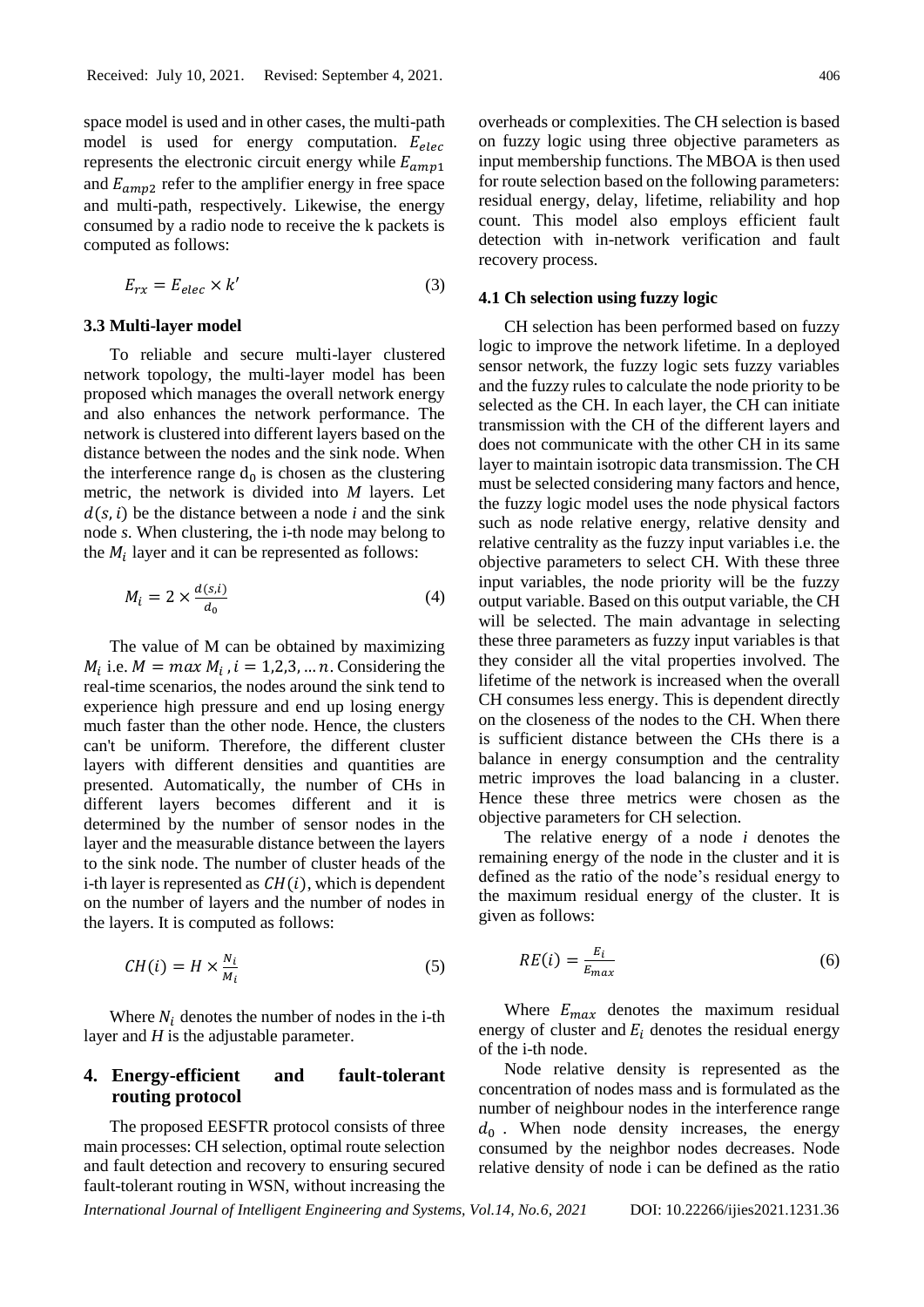space model is used and in other cases, the multi-path model is used for energy computation. $E_{elec}$ represents the electronic circuit energy while $E_{amp1}$ and $E_{amp2}$ refer to the amplifier energy in free space and multi-path, respectively. Likewise, the energy consumed by a radio node to receive the k packets is computed as follows:

$$E_{rx} = E_{elec} \times k' \tag{3}$$

### 3.3 Multi-layer model

To reliable and secure multi-layer clustered network topology, the multi-layer model has been proposed which manages the overall network energy and also enhances the network performance. The network is clustered into different layers based on the distance between the nodes and the sink node. When the interference range $d_0$ is chosen as the clustering metric, the network is divided into $M$ layers. Let $d(s, i)$ be the distance between a node $i$ and the sink node $s$. When clustering, the i-th node may belong to the $M_i$ layer and it can be represented as follows:

$$M_i = 2 \times \frac{d(s,i)}{d_0} \tag{4}$$

The value of M can be obtained by maximizing $M_i$ i.e. $M = max\ M_i\ , i = 1,2,3, \dots n$. Considering the real-time scenarios, the nodes around the sink tend to experience high pressure and end up losing energy much faster than the other node. Hence, the clusters can't be uniform. Therefore, the different cluster layers with different densities and quantities are presented. Automatically, the number of CHs in different layers becomes different and it is determined by the number of sensor nodes in the layer and the measurable distance between the layers to the sink node. The number of cluster heads of the i-th layer is represented as $CH(i)$, which is dependent on the number of layers and the number of nodes in the layers. It is computed as follows:

$$CH(i) = H \times \frac{N_i}{M_i} \tag{5}$$

Where $N_i$ denotes the number of nodes in the i-th layer and $H$ is the adjustable parameter.

## 4. Energy-efficient and fault-tolerant routing protocol

The proposed EESFTR protocol consists of three main processes: CH selection, optimal route selection and fault detection and recovery to ensuring secured fault-tolerant routing in WSN, without increasing the overheads or complexities. The CH selection is based on fuzzy logic using three objective parameters as input membership functions. The MBOA is then used for route selection based on the following parameters: residual energy, delay, lifetime, reliability and hop count. This model also employs efficient fault detection with in-network verification and fault recovery process.

### 4.1 Ch selection using fuzzy logic

CH selection has been performed based on fuzzy logic to improve the network lifetime. In a deployed sensor network, the fuzzy logic sets fuzzy variables and the fuzzy rules to calculate the node priority to be selected as the CH. In each layer, the CH can initiate transmission with the CH of the different layers and does not communicate with the other CH in its same layer to maintain isotropic data transmission. The CH must be selected considering many factors and hence, the fuzzy logic model uses the node physical factors such as node relative energy, relative density and relative centrality as the fuzzy input variables i.e. the objective parameters to select CH. With these three input variables, the node priority will be the fuzzy output variable. Based on this output variable, the CH will be selected. The main advantage in selecting these three parameters as fuzzy input variables is that they consider all the vital properties involved. The lifetime of the network is increased when the overall CH consumes less energy. This is dependent directly on the closeness of the nodes to the CH. When there is sufficient distance between the CHs there is a balance in energy consumption and the centrality metric improves the load balancing in a cluster. Hence these three metrics were chosen as the objective parameters for CH selection.

The relative energy of a node $i$ denotes the remaining energy of the node in the cluster and it is defined as the ratio of the node's residual energy to the maximum residual energy of the cluster. It is given as follows:

$$RE(i) = \frac{E_i}{E_{max}} \tag{6}$$

Where $E_{max}$ denotes the maximum residual energy of cluster and $E_i$ denotes the residual energy of the i-th node.

Node relative density is represented as the concentration of nodes mass and is formulated as the number of neighbour nodes in the interference range $d_0$ . When node density increases, the energy consumed by the neighbor nodes decreases. Node relative density of node i can be defined as the ratio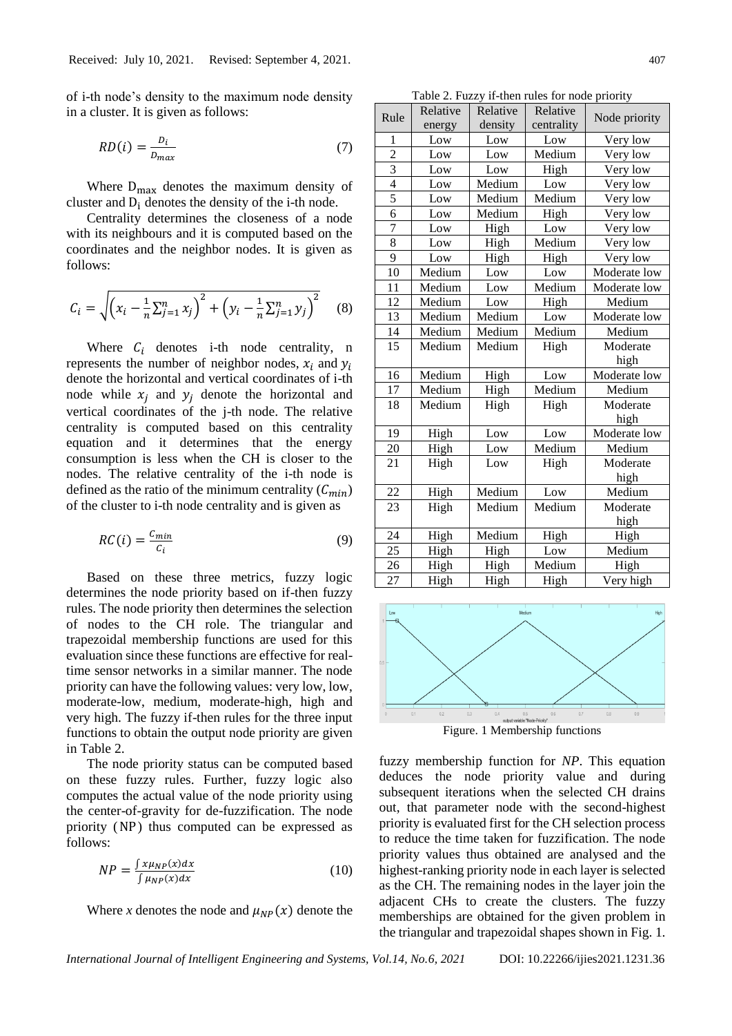of i-th node's density to the maximum node density in a cluster. It is given as follows:

$$RD(i) = \frac{D_i}{D_{max}} \quad (7)$$

Where $D_{max}$ denotes the maximum density of cluster and $D_i$ denotes the density of the i-th node.

Centrality determines the closeness of a node with its neighbours and it is computed based on the coordinates and the neighbor nodes. It is given as follows:

$$C_i = \sqrt{\left(x_i - \frac{1}{n}\sum_{j=1}^{n} x_j\right)^2 + \left(y_i - \frac{1}{n}\sum_{j=1}^{n} y_j\right)^2} \quad (8)$$

Where $C_i$ denotes i-th node centrality, n represents the number of neighbor nodes, $x_i$ and $y_i$ denote the horizontal and vertical coordinates of i-th node while $x_j$ and $y_j$ denote the horizontal and vertical coordinates of the j-th node. The relative centrality is computed based on this centrality equation and it determines that the energy consumption is less when the CH is closer to the nodes. The relative centrality of the i-th node is defined as the ratio of the minimum centrality ($C_{min}$) of the cluster to i-th node centrality and is given as

$$RC(i) = \frac{C_{min}}{C_i} \quad (9)$$

Based on these three metrics, fuzzy logic determines the node priority based on if-then fuzzy rules. The node priority then determines the selection of nodes to the CH role. The triangular and trapezoidal membership functions are used for this evaluation since these functions are effective for real-time sensor networks in a similar manner. The node priority can have the following values: very low, low, moderate-low, medium, moderate-high, high and very high. The fuzzy if-then rules for the three input functions to obtain the output node priority are given in Table 2.

The node priority status can be computed based on these fuzzy rules. Further, fuzzy logic also computes the actual value of the node priority using the center-of-gravity for de-fuzzification. The node priority (NP) thus computed can be expressed as follows:

$$NP = \frac{\int x\mu_{NP}(x)dx}{\int \mu_{NP}(x)dx} \quad (10)$$

Where *x* denotes the node and $\mu_{NP}(x)$ denote the fuzzy membership function for *NP*. This equation deduces the node priority value and during subsequent iterations when the selected CH drains out, that parameter node with the second-highest priority is evaluated first for the CH selection process to reduce the time taken for fuzzification. The node priority values thus obtained are analysed and the highest-ranking priority node in each layer is selected as the CH. The remaining nodes in the layer join the adjacent CHs to create the clusters. The fuzzy memberships are obtained for the given problem in the triangular and trapezoidal shapes shown in Fig. 1.

Table 2. Fuzzy if-then rules for node priority

| Rule | Relative energy | Relative density | Relative centrality | Node priority |
|---|---|---|---|---|
| 1 | Low | Low | Low | Very low |
| 2 | Low | Low | Medium | Very low |
| 3 | Low | Low | High | Very low |
| 4 | Low | Medium | Low | Very low |
| 5 | Low | Medium | Medium | Very low |
| 6 | Low | Medium | High | Very low |
| 7 | Low | High | Low | Very low |
| 8 | Low | High | Medium | Very low |
| 9 | Low | High | High | Very low |
| 10 | Medium | Low | Low | Moderate low |
| 11 | Medium | Low | Medium | Moderate low |
| 12 | Medium | Low | High | Medium |
| 13 | Medium | Medium | Low | Moderate low |
| 14 | Medium | Medium | Medium | Medium |
| 15 | Medium | Medium | High | Moderate high |
| 16 | Medium | High | Low | Moderate low |
| 17 | Medium | High | Medium | Medium |
| 18 | Medium | High | High | Moderate high |
| 19 | High | Low | Low | Moderate low |
| 20 | High | Low | Medium | Medium |
| 21 | High | Low | High | Moderate high |
| 22 | High | Medium | Low | Medium |
| 23 | High | Medium | Medium | Moderate high |
| 24 | High | Medium | High | High |
| 25 | High | High | Low | Medium |
| 26 | High | High | Medium | High |
| 27 | High | High | High | Very high |

Figure. 1 Membership functions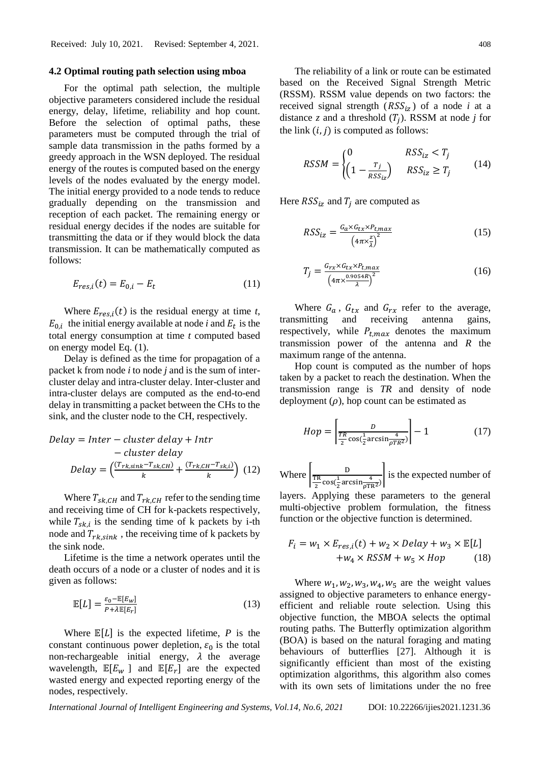### 4.2 Optimal routing path selection using mboa

For the optimal path selection, the multiple objective parameters considered include the residual energy, delay, lifetime, reliability and hop count. Before the selection of optimal paths, these parameters must be computed through the trial of sample data transmission in the paths formed by a greedy approach in the WSN deployed. The residual energy of the routes is computed based on the energy levels of the nodes evaluated by the energy model. The initial energy provided to a node tends to reduce gradually depending on the transmission and reception of each packet. The remaining energy or residual energy decides if the nodes are suitable for transmitting the data or if they would block the data transmission. It can be mathematically computed as follows:

$$E_{res,i}(t) = E_{0,i} - E_t \tag{11}$$

Where $E_{res,i}(t)$ is the residual energy at time *t*, $E_{0,i}$ the initial energy available at node *i* and $E_t$ is the total energy consumption at time *t* computed based on energy model Eq. (1).

Delay is defined as the time for propagation of a packet k from node *i* to node *j* and is the sum of inter-cluster delay and intra-cluster delay. Inter-cluster and intra-cluster delays are computed as the end-to-end delay in transmitting a packet between the CHs to the sink, and the cluster node to the CH, respectively.

$$Delay = Inter - cluster\ delay + Intr - cluster\ delay$$

$$Delay = \left(\frac{(T_{rk,sink} - T_{sk,CH})}{k} + \frac{(T_{rk,CH} - T_{sk,i})}{k}\right) \tag{12}$$

Where $T_{sk,CH}$ and $T_{rk,CH}$ refer to the sending time and receiving time of CH for k-packets respectively, while $T_{sk,i}$ is the sending time of k packets by i-th node and $T_{rk,sink}$ , the receiving time of k packets by the sink node.

Lifetime is the time a network operates until the death occurs of a node or a cluster of nodes and it is given as follows:

$$\mathbb{E}[L] = \frac{\varepsilon_0 - \mathbb{E}[E_w]}{P + \lambda \mathbb{E}[E_r]} \tag{13}$$

Where $\mathbb{E}[L]$ is the expected lifetime, $P$ is the constant continuous power depletion, $\varepsilon_0$ is the total non-rechargeable initial energy, $\lambda$ the average wavelength, $\mathbb{E}[E_w]$ and $\mathbb{E}[E_r]$ are the expected wasted energy and expected reporting energy of the nodes, respectively.

The reliability of a link or route can be estimated based on the Received Signal Strength Metric (RSSM). RSSM value depends on two factors: the received signal strength ($RSS_{iz}$) of a node *i* at a distance *z* and a threshold ($T_j$). RSSM at node *j* for the link $(i, j)$ is computed as follows:

$$RSSM = \begin{cases} 0 & RSS_{iz} < T_j \\ \left(1 - \frac{T_j}{RSS_{iz}}\right) & RSS_{iz} \geq T_j \end{cases} \tag{14}$$

Here $RSS_{iz}$ and $T_j$ are computed as

$$RSS_{iz} = \frac{G_a \times G_{tx} \times P_{t,max}}{\left(4\pi \times \frac{z}{\lambda}\right)^2} \tag{15}$$

$$T_j = \frac{G_{rx} \times G_{tx} \times P_{t,max}}{\left(4\pi \times \frac{0.9054R}{\lambda}\right)^2} \tag{16}$$

Where $G_a$ , $G_{tx}$ and $G_{rx}$ refer to the average, transmitting and receiving antenna gains, respectively, while $P_{t,max}$ denotes the maximum transmission power of the antenna and $R$ the maximum range of the antenna.

Hop count is computed as the number of hops taken by a packet to reach the destination. When the transmission range is *TR* and density of node deployment ($\rho$), hop count can be estimated as

$$Hop = \left\lceil \frac{D}{\frac{TR}{2}\cos(\frac{1}{2}\arcsin\frac{4}{\rho TR^2})} \right\rceil - 1 \tag{17}$$

Where $\left\lceil \frac{D}{\frac{TR}{2}\cos(\frac{1}{2}\arcsin\frac{4}{\rho TR^2})} \right\rceil$ is the expected number of layers. Applying these parameters to the general multi-objective problem formulation, the fitness function or the objective function is determined.

$$F_i = w_1 \times E_{res,i}(t) + w_2 \times Delay + w_3 \times \mathbb{E}[L] + w_4 \times RSSM + w_5 \times Hop \tag{18}$$

Where $w_1, w_2, w_3, w_4, w_5$ are the weight values assigned to objective parameters to enhance energy-efficient and reliable route selection. Using this objective function, the MBOA selects the optimal routing paths. The Butterfly optimization algorithm (BOA) is based on the natural foraging and mating behaviours of butterflies [27]. Although it is significantly efficient than most of the existing optimization algorithms, this algorithm also comes with its own sets of limitations under the no free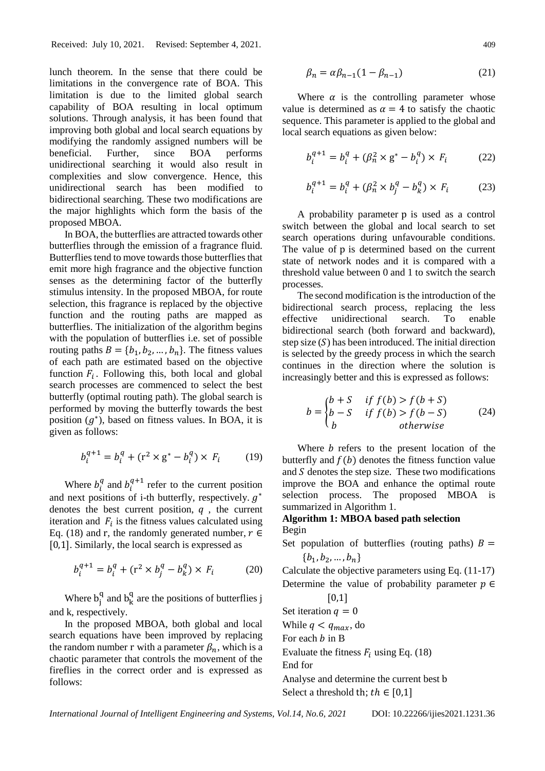lunch theorem. In the sense that there could be limitations in the convergence rate of BOA. This limitation is due to the limited global search capability of BOA resulting in local optimum solutions. Through analysis, it has been found that improving both global and local search equations by modifying the randomly assigned numbers will be beneficial. Further, since BOA performs unidirectional searching it would also result in complexities and slow convergence. Hence, this unidirectional search has been modified to bidirectional searching. These two modifications are the major highlights which form the basis of the proposed MBOA.

In BOA, the butterflies are attracted towards other butterflies through the emission of a fragrance fluid. Butterflies tend to move towards those butterflies that emit more high fragrance and the objective function senses as the determining factor of the butterfly stimulus intensity. In the proposed MBOA, for route selection, this fragrance is replaced by the objective function and the routing paths are mapped as butterflies. The initialization of the algorithm begins with the population of butterflies i.e. set of possible routing paths $B = \{b_1, b_2, \dots, b_n\}$. The fitness values of each path are estimated based on the objective function $F_i$. Following this, both local and global search processes are commenced to select the best butterfly (optimal routing path). The global search is performed by moving the butterfly towards the best position ($g^*$), based on fitness values. In BOA, it is given as follows:

$$b_i^{q+1} = b_i^q + (r^2 \times g^* - b_i^q) \times F_i \qquad (19)$$

Where $b_i^q$ and $b_i^{q+1}$ refer to the current position and next positions of i-th butterfly, respectively. $g^*$ denotes the best current position, $q$ , the current iteration and $F_i$ is the fitness values calculated using Eq. (18) and r, the randomly generated number, $r \in [0,1]$. Similarly, the local search is expressed as

$$b_i^{q+1} = b_i^q + (r^2 \times b_j^q - b_k^q) \times F_i \qquad (20)$$

Where $b_j^q$ and $b_k^q$ are the positions of butterflies j and k, respectively.

In the proposed MBOA, both global and local search equations have been improved by replacing the random number r with a parameter $\beta_n$, which is a chaotic parameter that controls the movement of the fireflies in the correct order and is expressed as follows:

$$\beta_n = \alpha \beta_{n-1}(1 - \beta_{n-1}) \qquad (21)$$

Where $\alpha$ is the controlling parameter whose value is determined as $\alpha = 4$ to satisfy the chaotic sequence. This parameter is applied to the global and local search equations as given below:

$$b_i^{q+1} = b_i^q + (\beta_n^2 \times g^* - b_i^q) \times F_i \qquad (22)$$

$$b_i^{q+1} = b_i^q + (\beta_n^2 \times b_j^q - b_k^q) \times F_i \qquad (23)$$

A probability parameter p is used as a control switch between the global and local search to set search operations during unfavourable conditions. The value of p is determined based on the current state of network nodes and it is compared with a threshold value between 0 and 1 to switch the search processes.

The second modification is the introduction of the bidirectional search process, replacing the less effective unidirectional search. To enable bidirectional search (both forward and backward), step size ($S$) has been introduced. The initial direction is selected by the greedy process in which the search continues in the direction where the solution is increasingly better and this is expressed as follows:

$$b = \begin{cases} b + S & if\ f(b) > f(b + S) \\ b - S & if\ f(b) > f(b - S) \\ b & otherwise \end{cases} \qquad (24)$$

Where $b$ refers to the present location of the butterfly and $f(b)$ denotes the fitness function value and $S$ denotes the step size. These two modifications improve the BOA and enhance the optimal route selection process. The proposed MBOA is summarized in Algorithm 1.

**Algorithm 1: MBOA based path selection**

Begin

Set population of butterflies (routing paths) $B = \{b_1, b_2, \dots, b_n\}$

Calculate the objective parameters using Eq. (11-17)

Determine the value of probability parameter $p \in [0,1]$

Set iteration $q = 0$

While $q < q_{max}$, do

For each $b$ in B

Evaluate the fitness $F_i$ using Eq. (18)

End for

Analyse and determine the current best b

Select a threshold th; $th \in [0,1]$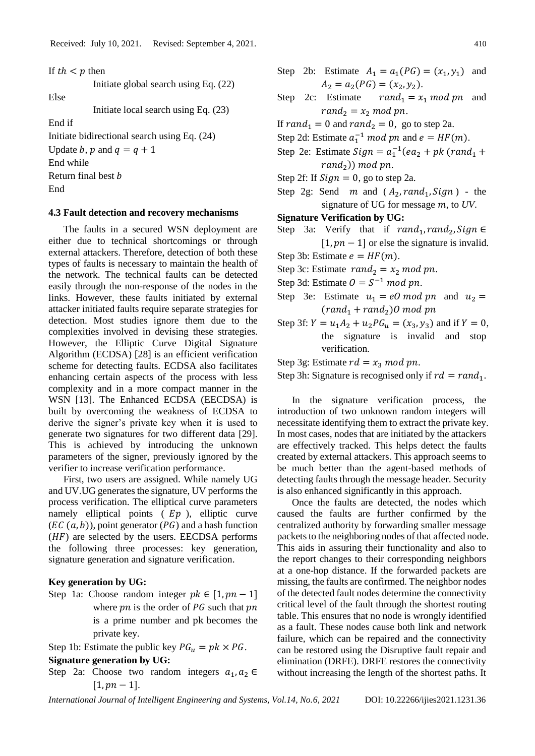If $th < p$ then

Initiate global search using Eq. (22)

Else

Initiate local search using Eq. (23)

End if

Initiate bidirectional search using Eq. (24)

Update $b$, $p$ and $q = q + 1$

End while

Return final best $b$

End

### 4.3 Fault detection and recovery mechanisms

The faults in a secured WSN deployment are either due to technical shortcomings or through external attackers. Therefore, detection of both these types of faults is necessary to maintain the health of the network. The technical faults can be detected easily through the non-response of the nodes in the links. However, these faults initiated by external attacker initiated faults require separate strategies for detection. Most studies ignore them due to the complexities involved in devising these strategies. However, the Elliptic Curve Digital Signature Algorithm (ECDSA) [28] is an efficient verification scheme for detecting faults. ECDSA also facilitates enhancing certain aspects of the process with less complexity and in a more compact manner in the WSN [13]. The Enhanced ECDSA (EECDSA) is built by overcoming the weakness of ECDSA to derive the signer's private key when it is used to generate two signatures for two different data [29]. This is achieved by introducing the unknown parameters of the signer, previously ignored by the verifier to increase verification performance.

First, two users are assigned. While namely UG and UV.UG generates the signature, UV performs the process verification. The elliptical curve parameters namely elliptical points ( $Ep$ ), elliptic curve ($EC\ (a, b)$), point generator ($PG$) and a hash function ($HF$) are selected by the users. EECDSA performs the following three processes: key generation, signature generation and signature verification.

**Key generation by UG:**

Step 1a: Choose random integer $pk \in [1, pn - 1]$ where $pn$ is the order of $PG$ such that $pn$ is a prime number and pk becomes the private key.

Step 1b: Estimate the public key $PG_u = pk \times PG$.

**Signature generation by UG:**

Step 2a: Choose two random integers $a_1, a_2 \in [1, pn - 1]$.

Step 2b: Estimate $A_1 = a_1(PG) = (x_1, y_1)$ and $A_2 = a_2(PG) = (x_2, y_2)$.

Step 2c: Estimate $rand_1 = x_1 \ mod \ pn$ and $rand_2 = x_2 \ mod \ pn$.

If $rand_1 = 0$ and $rand_2 = 0$, go to step 2a.

Step 2d: Estimate $a_1^{-1} \ mod \ pn$ and $e = HF(m)$.

Step 2e: Estimate $Sign = a_1^{-1}(ea_2 + pk\ (rand_1 + rand_2))\ mod \ pn$.

Step 2f: If $Sign = 0$, go to step 2a.

Step 2g: Send $m$ and $(A_2, rand_1, Sign)$ - the signature of UG for message $m$, to *UV*.

**Signature Verification by UG:**

Step 3a: Verify that if $rand_1, rand_2, Sign \in [1, pn - 1]$ or else the signature is invalid.

Step 3b: Estimate $e = HF(m)$.

Step 3c: Estimate $rand_2 = x_2 \ mod \ pn$.

Step 3d: Estimate $O = S^{-1} \ mod \ pn$.

Step 3e: Estimate $u_1 = eO \ mod \ pn$ and $u_2 = (rand_1 + rand_2)O \ mod \ pn$

Step 3f: $Y = u_1 A_2 + u_2 PG_u = (x_3, y_3)$ and if $Y = 0$, the signature is invalid and stop verification.

Step 3g: Estimate $rd = x_3 \ mod \ pn$.

Step 3h: Signature is recognised only if $rd = rand_1$.

In the signature verification process, the introduction of two unknown random integers will necessitate identifying them to extract the private key. In most cases, nodes that are initiated by the attackers are effectively tracked. This helps detect the faults created by external attackers. This approach seems to be much better than the agent-based methods of detecting faults through the message header. Security is also enhanced significantly in this approach.

Once the faults are detected, the nodes which caused the faults are further confirmed by the centralized authority by forwarding smaller message packets to the neighboring nodes of that affected node. This aids in assuring their functionality and also to the report changes to their corresponding neighbors at a one-hop distance. If the forwarded packets are missing, the faults are confirmed. The neighbor nodes of the detected fault nodes determine the connectivity critical level of the fault through the shortest routing table. This ensures that no node is wrongly identified as a fault. These nodes cause both link and network failure, which can be repaired and the connectivity can be restored using the Disruptive fault repair and elimination (DRFE). DRFE restores the connectivity without increasing the length of the shortest paths. It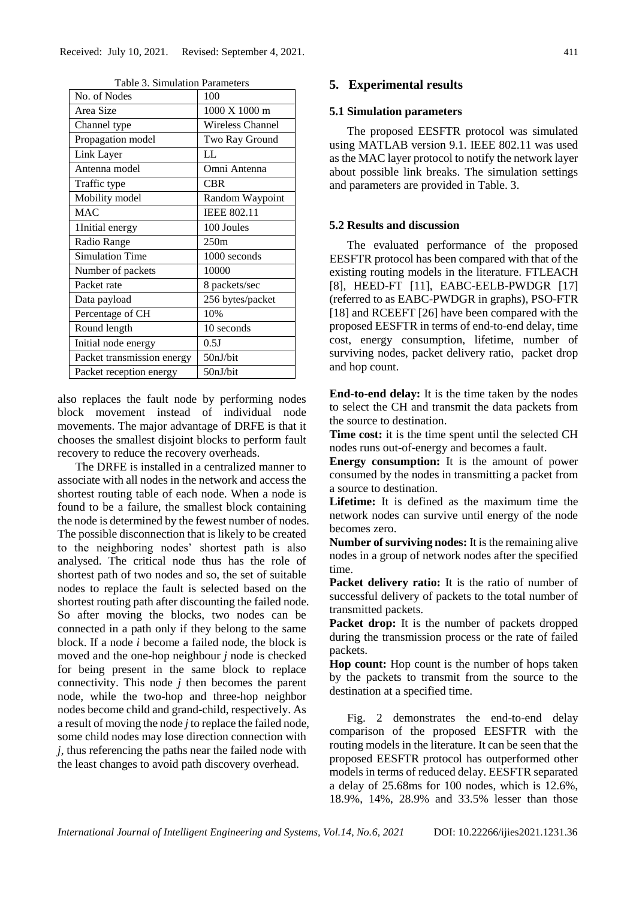Table 3. Simulation Parameters

| No. of Nodes | 100 |
|---|---|
| Area Size | 1000 X 1000 m |
| Channel type | Wireless Channel |
| Propagation model | Two Ray Ground |
| Link Layer | LL |
| Antenna model | Omni Antenna |
| Traffic type | CBR |
| Mobility model | Random Waypoint |
| MAC | IEEE 802.11 |
| 1Initial energy | 100 Joules |
| Radio Range | 250m |
| Simulation Time | 1000 seconds |
| Number of packets | 10000 |
| Packet rate | 8 packets/sec |
| Data payload | 256 bytes/packet |
| Percentage of CH | 10% |
| Round length | 10 seconds |
| Initial node energy | 0.5J |
| Packet transmission energy | 50nJ/bit |
| Packet reception energy | 50nJ/bit |

also replaces the fault node by performing nodes block movement instead of individual node movements. The major advantage of DRFE is that it chooses the smallest disjoint blocks to perform fault recovery to reduce the recovery overheads.

The DRFE is installed in a centralized manner to associate with all nodes in the network and access the shortest routing table of each node. When a node is found to be a failure, the smallest block containing the node is determined by the fewest number of nodes. The possible disconnection that is likely to be created to the neighboring nodes' shortest path is also analysed. The critical node thus has the role of shortest path of two nodes and so, the set of suitable nodes to replace the fault is selected based on the shortest routing path after discounting the failed node. So after moving the blocks, two nodes can be connected in a path only if they belong to the same block. If a node $i$ become a failed node, the block is moved and the one-hop neighbour $j$ node is checked for being present in the same block to replace connectivity. This node $j$ then becomes the parent node, while the two-hop and three-hop neighbor nodes become child and grand-child, respectively. As a result of moving the node $j$ to replace the failed node, some child nodes may lose direction connection with $j$, thus referencing the paths near the failed node with the least changes to avoid path discovery overhead.

## 5. Experimental results

### 5.1 Simulation parameters

The proposed EESFTR protocol was simulated using MATLAB version 9.1. IEEE 802.11 was used as the MAC layer protocol to notify the network layer about possible link breaks. The simulation settings and parameters are provided in Table. 3.

### 5.2 Results and discussion

The evaluated performance of the proposed EESFTR protocol has been compared with that of the existing routing models in the literature. FTLEACH [8], HEED-FT [11], EABC-EELB-PWDGR [17] (referred to as EABC-PWDGR in graphs), PSO-FTR [18] and RCEEFT [26] have been compared with the proposed EESFTR in terms of end-to-end delay, time cost, energy consumption, lifetime, number of surviving nodes, packet delivery ratio, packet drop and hop count.

**End-to-end delay:** It is the time taken by the nodes to select the CH and transmit the data packets from the source to destination.

**Time cost:** it is the time spent until the selected CH nodes runs out-of-energy and becomes a fault.

**Energy consumption:** It is the amount of power consumed by the nodes in transmitting a packet from a source to destination.

**Lifetime:** It is defined as the maximum time the network nodes can survive until energy of the node becomes zero.

**Number of surviving nodes:** It is the remaining alive nodes in a group of network nodes after the specified time.

**Packet delivery ratio:** It is the ratio of number of successful delivery of packets to the total number of transmitted packets.

**Packet drop:** It is the number of packets dropped during the transmission process or the rate of failed packets.

**Hop count:** Hop count is the number of hops taken by the packets to transmit from the source to the destination at a specified time.

Fig. 2 demonstrates the end-to-end delay comparison of the proposed EESFTR with the routing models in the literature. It can be seen that the proposed EESFTR protocol has outperformed other models in terms of reduced delay. EESFTR separated a delay of 25.68ms for 100 nodes, which is 12.6%, 18.9%, 14%, 28.9% and 33.5% lesser than those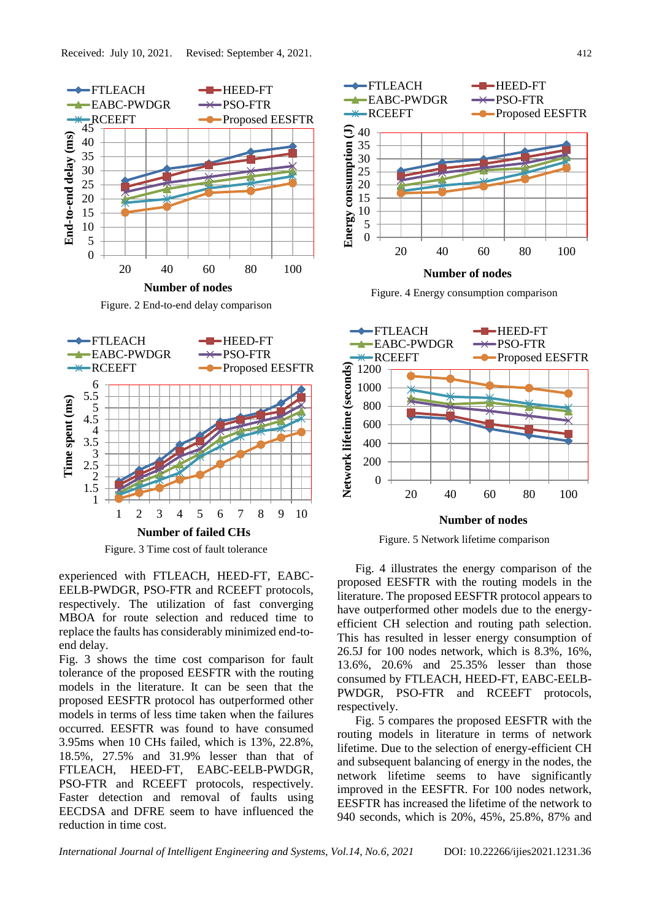Figure. 2 End-to-end delay comparison

Figure. 3 Time cost of fault tolerance

experienced with FTLEACH, HEED-FT, EABC-EELB-PWDGR, PSO-FTR and RCEEFT protocols, respectively. The utilization of fast converging MBOA for route selection and reduced time to replace the faults has considerably minimized end-to-end delay.

Fig. 3 shows the time cost comparison for fault tolerance of the proposed EESFTR with the routing models in the literature. It can be seen that the proposed EESFTR protocol has outperformed other models in terms of less time taken when the failures occurred. EESFTR was found to have consumed 3.95ms when 10 CHs failed, which is 13%, 22.8%, 18.5%, 27.5% and 31.9% lesser than that of FTLEACH, HEED-FT, EABC-EELB-PWDGR, PSO-FTR and RCEEFT protocols, respectively. Faster detection and removal of faults using EECDSA and DFRE seem to have influenced the reduction in time cost.

Figure. 4 Energy consumption comparison

Figure. 5 Network lifetime comparison

Fig. 4 illustrates the energy comparison of the proposed EESFTR with the routing models in the literature. The proposed EESFTR protocol appears to have outperformed other models due to the energy-efficient CH selection and routing path selection. This has resulted in lesser energy consumption of 26.5J for 100 nodes network, which is 8.3%, 16%, 13.6%, 20.6% and 25.35% lesser than those consumed by FTLEACH, HEED-FT, EABC-EELB-PWDGR, PSO-FTR and RCEEFT protocols, respectively.

Fig. 5 compares the proposed EESFTR with the routing models in literature in terms of network lifetime. Due to the selection of energy-efficient CH and subsequent balancing of energy in the nodes, the network lifetime seems to have significantly improved in the EESFTR. For 100 nodes network, EESFTR has increased the lifetime of the network to 940 seconds, which is 20%, 45%, 25.8%, 87% and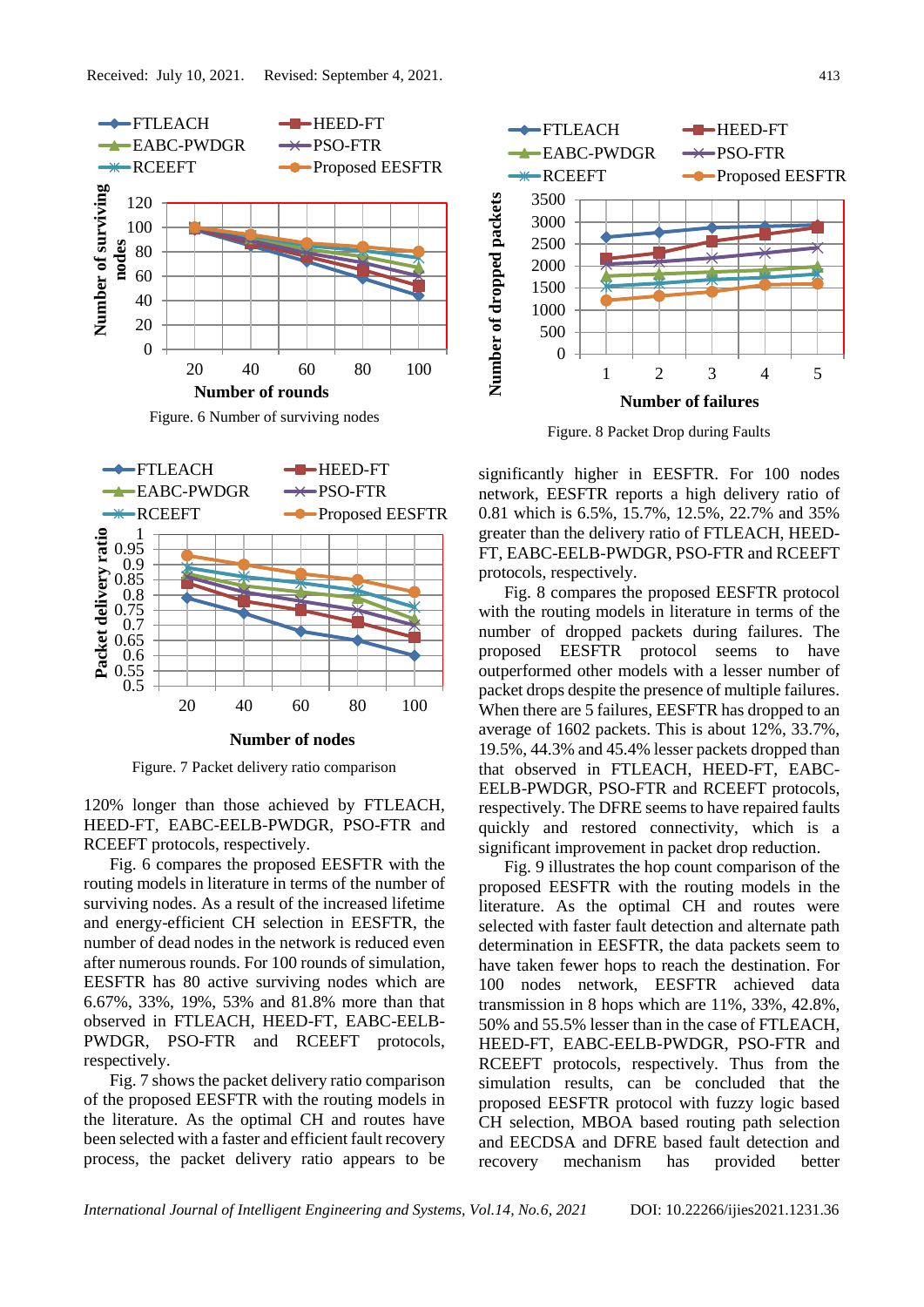Figure. 6 Number of surviving nodes

Figure. 7 Packet delivery ratio comparison

120% longer than those achieved by FTLEACH, HEED-FT, EABC-EELB-PWDGR, PSO-FTR and RCEEFT protocols, respectively.

Fig. 6 compares the proposed EESFTR with the routing models in literature in terms of the number of surviving nodes. As a result of the increased lifetime and energy-efficient CH selection in EESFTR, the number of dead nodes in the network is reduced even after numerous rounds. For 100 rounds of simulation, EESFTR has 80 active surviving nodes which are 6.67%, 33%, 19%, 53% and 81.8% more than that observed in FTLEACH, HEED-FT, EABC-EELB-PWDGR, PSO-FTR and RCEEFT protocols, respectively.

Fig. 7 shows the packet delivery ratio comparison of the proposed EESFTR with the routing models in the literature. As the optimal CH and routes have been selected with a faster and efficient fault recovery process, the packet delivery ratio appears to be significantly higher in EESFTR. For 100 nodes network, EESFTR reports a high delivery ratio of 0.81 which is 6.5%, 15.7%, 12.5%, 22.7% and 35% greater than the delivery ratio of FTLEACH, HEED-FT, EABC-EELB-PWDGR, PSO-FTR and RCEEFT protocols, respectively.

Figure. 8 Packet Drop during Faults

Fig. 8 compares the proposed EESFTR protocol with the routing models in literature in terms of the number of dropped packets during failures. The proposed EESFTR protocol seems to have outperformed other models with a lesser number of packet drops despite the presence of multiple failures. When there are 5 failures, EESFTR has dropped to an average of 1602 packets. This is about 12%, 33.7%, 19.5%, 44.3% and 45.4% lesser packets dropped than that observed in FTLEACH, HEED-FT, EABC-EELB-PWDGR, PSO-FTR and RCEEFT protocols, respectively. The DFRE seems to have repaired faults quickly and restored connectivity, which is a significant improvement in packet drop reduction.

Fig. 9 illustrates the hop count comparison of the proposed EESFTR with the routing models in the literature. As the optimal CH and routes were selected with faster fault detection and alternate path determination in EESFTR, the data packets seem to have taken fewer hops to reach the destination. For 100 nodes network, EESFTR achieved data transmission in 8 hops which are 11%, 33%, 42.8%, 50% and 55.5% lesser than in the case of FTLEACH, HEED-FT, EABC-EELB-PWDGR, PSO-FTR and RCEEFT protocols, respectively. Thus from the simulation results, can be concluded that the proposed EESFTR protocol with fuzzy logic based CH selection, MBOA based routing path selection and EECDSA and DFRE based fault detection and recovery mechanism has provided better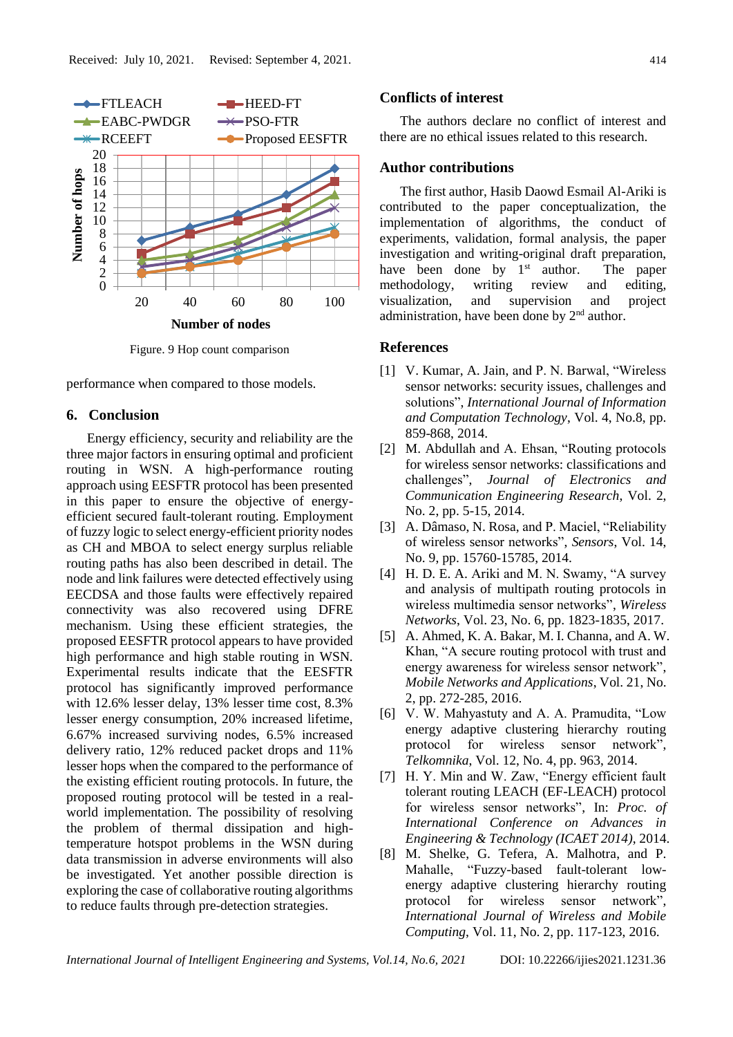Figure. 9 Hop count comparison

performance when compared to those models.

## 6. Conclusion

Energy efficiency, security and reliability are the three major factors in ensuring optimal and proficient routing in WSN. A high-performance routing approach using EESFTR protocol has been presented in this paper to ensure the objective of energy-efficient secured fault-tolerant routing. Employment of fuzzy logic to select energy-efficient priority nodes as CH and MBOA to select energy surplus reliable routing paths has also been described in detail. The node and link failures were detected effectively using EECDSA and those faults were effectively repaired connectivity was also recovered using DFRE mechanism. Using these efficient strategies, the proposed EESFTR protocol appears to have provided high performance and high stable routing in WSN. Experimental results indicate that the EESFTR protocol has significantly improved performance with 12.6% lesser delay, 13% lesser time cost, 8.3% lesser energy consumption, 20% increased lifetime, 6.67% increased surviving nodes, 6.5% increased delivery ratio, 12% reduced packet drops and 11% lesser hops when the compared to the performance of the existing efficient routing protocols. In future, the proposed routing protocol will be tested in a real-world implementation. The possibility of resolving the problem of thermal dissipation and high-temperature hotspot problems in the WSN during data transmission in adverse environments will also be investigated. Yet another possible direction is exploring the case of collaborative routing algorithms to reduce faults through pre-detection strategies.

## Conflicts of interest

The authors declare no conflict of interest and there are no ethical issues related to this research.

## Author contributions

The first author, Hasib Daowd Esmail Al-Ariki is contributed to the paper conceptualization, the implementation of algorithms, the conduct of experiments, validation, formal analysis, the paper investigation and writing-original draft preparation, have been done by 1st author. The paper methodology, writing review and editing, visualization, and supervision and project administration, have been done by 2nd author.

## References

[1] V. Kumar, A. Jain, and P. N. Barwal, "Wireless sensor networks: security issues, challenges and solutions", *International Journal of Information and Computation Technology*, Vol. 4, No.8, pp. 859-868, 2014.

[2] M. Abdullah and A. Ehsan, "Routing protocols for wireless sensor networks: classifications and challenges", *Journal of Electronics and Communication Engineering Research*, Vol. 2, No. 2, pp. 5-15, 2014.

[3] A. Dâmaso, N. Rosa, and P. Maciel, "Reliability of wireless sensor networks", *Sensors*, Vol. 14, No. 9, pp. 15760-15785, 2014.

[4] H. D. E. A. Ariki and M. N. Swamy, "A survey and analysis of multipath routing protocols in wireless multimedia sensor networks", *Wireless Networks*, Vol. 23, No. 6, pp. 1823-1835, 2017.

[5] A. Ahmed, K. A. Bakar, M. I. Channa, and A. W. Khan, "A secure routing protocol with trust and energy awareness for wireless sensor network", *Mobile Networks and Applications*, Vol. 21, No. 2, pp. 272-285, 2016.

[6] V. W. Mahyastuty and A. A. Pramudita, "Low energy adaptive clustering hierarchy routing protocol for wireless sensor network", *Telkomnika*, Vol. 12, No. 4, pp. 963, 2014.

[7] H. Y. Min and W. Zaw, "Energy efficient fault tolerant routing LEACH (EF-LEACH) protocol for wireless sensor networks", In: *Proc. of International Conference on Advances in Engineering & Technology (ICAET 2014)*, 2014.

[8] M. Shelke, G. Tefera, A. Malhotra, and P. Mahalle, "Fuzzy-based fault-tolerant low-energy adaptive clustering hierarchy routing protocol for wireless sensor network", *International Journal of Wireless and Mobile Computing*, Vol. 11, No. 2, pp. 117-123, 2016.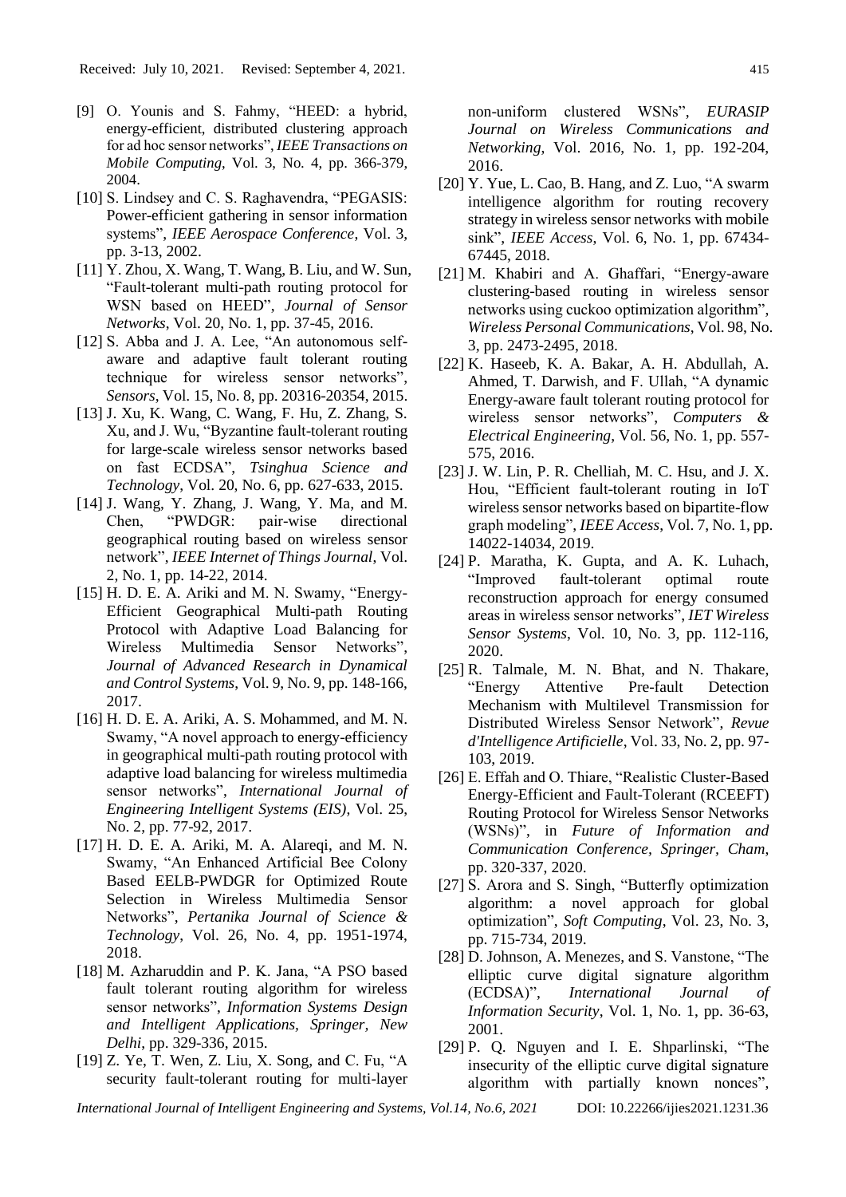[9] O. Younis and S. Fahmy, "HEED: a hybrid, energy-efficient, distributed clustering approach for ad hoc sensor networks", *IEEE Transactions on Mobile Computing*, Vol. 3, No. 4, pp. 366-379, 2004.

[10] S. Lindsey and C. S. Raghavendra, "PEGASIS: Power-efficient gathering in sensor information systems", *IEEE Aerospace Conference*, Vol. 3, pp. 3-13, 2002.

[11] Y. Zhou, X. Wang, T. Wang, B. Liu, and W. Sun, "Fault-tolerant multi-path routing protocol for WSN based on HEED", *Journal of Sensor Networks*, Vol. 20, No. 1, pp. 37-45, 2016.

[12] S. Abba and J. A. Lee, "An autonomous self-aware and adaptive fault tolerant routing technique for wireless sensor networks", *Sensors*, Vol. 15, No. 8, pp. 20316-20354, 2015.

[13] J. Xu, K. Wang, C. Wang, F. Hu, Z. Zhang, S. Xu, and J. Wu, "Byzantine fault-tolerant routing for large-scale wireless sensor networks based on fast ECDSA", *Tsinghua Science and Technology*, Vol. 20, No. 6, pp. 627-633, 2015.

[14] J. Wang, Y. Zhang, J. Wang, Y. Ma, and M. Chen, "PWDGR: pair-wise directional geographical routing based on wireless sensor network", *IEEE Internet of Things Journal*, Vol. 2, No. 1, pp. 14-22, 2014.

[15] H. D. E. A. Ariki and M. N. Swamy, "Energy-Efficient Geographical Multi-path Routing Protocol with Adaptive Load Balancing for Wireless Multimedia Sensor Networks", *Journal of Advanced Research in Dynamical and Control Systems*, Vol. 9, No. 9, pp. 148-166, 2017.

[16] H. D. E. A. Ariki, A. S. Mohammed, and M. N. Swamy, "A novel approach to energy-efficiency in geographical multi-path routing protocol with adaptive load balancing for wireless multimedia sensor networks", *International Journal of Engineering Intelligent Systems (EIS)*, Vol. 25, No. 2, pp. 77-92, 2017.

[17] H. D. E. A. Ariki, M. A. Alareqi, and M. N. Swamy, "An Enhanced Artificial Bee Colony Based EELB-PWDGR for Optimized Route Selection in Wireless Multimedia Sensor Networks", *Pertanika Journal of Science & Technology*, Vol. 26, No. 4, pp. 1951-1974, 2018.

[18] M. Azharuddin and P. K. Jana, "A PSO based fault tolerant routing algorithm for wireless sensor networks", *Information Systems Design and Intelligent Applications, Springer, New Delhi*, pp. 329-336, 2015.

[19] Z. Ye, T. Wen, Z. Liu, X. Song, and C. Fu, "A security fault-tolerant routing for multi-layer non-uniform clustered WSNs", *EURASIP Journal on Wireless Communications and Networking*, Vol. 2016, No. 1, pp. 192-204, 2016.

[20] Y. Yue, L. Cao, B. Hang, and Z. Luo, "A swarm intelligence algorithm for routing recovery strategy in wireless sensor networks with mobile sink", *IEEE Access*, Vol. 6, No. 1, pp. 67434-67445, 2018.

[21] M. Khabiri and A. Ghaffari, "Energy-aware clustering-based routing in wireless sensor networks using cuckoo optimization algorithm", *Wireless Personal Communications*, Vol. 98, No. 3, pp. 2473-2495, 2018.

[22] K. Haseeb, K. A. Bakar, A. H. Abdullah, A. Ahmed, T. Darwish, and F. Ullah, "A dynamic Energy-aware fault tolerant routing protocol for wireless sensor networks", *Computers & Electrical Engineering*, Vol. 56, No. 1, pp. 557-575, 2016.

[23] J. W. Lin, P. R. Chelliah, M. C. Hsu, and J. X. Hou, "Efficient fault-tolerant routing in IoT wireless sensor networks based on bipartite-flow graph modeling", *IEEE Access*, Vol. 7, No. 1, pp. 14022-14034, 2019.

[24] P. Maratha, K. Gupta, and A. K. Luhach, "Improved fault-tolerant optimal route reconstruction approach for energy consumed areas in wireless sensor networks", *IET Wireless Sensor Systems*, Vol. 10, No. 3, pp. 112-116, 2020.

[25] R. Talmale, M. N. Bhat, and N. Thakare, "Energy Attentive Pre-fault Detection Mechanism with Multilevel Transmission for Distributed Wireless Sensor Network", *Revue d'Intelligence Artificielle*, Vol. 33, No. 2, pp. 97-103, 2019.

[26] E. Effah and O. Thiare, "Realistic Cluster-Based Energy-Efficient and Fault-Tolerant (RCEEFT) Routing Protocol for Wireless Sensor Networks (WSNs)", in *Future of Information and Communication Conference, Springer, Cham*, pp. 320-337, 2020.

[27] S. Arora and S. Singh, "Butterfly optimization algorithm: a novel approach for global optimization", *Soft Computing*, Vol. 23, No. 3, pp. 715-734, 2019.

[28] D. Johnson, A. Menezes, and S. Vanstone, "The elliptic curve digital signature algorithm (ECDSA)", *International Journal of Information Security*, Vol. 1, No. 1, pp. 36-63, 2001.

[29] P. Q. Nguyen and I. E. Shparlinski, "The insecurity of the elliptic curve digital signature algorithm with partially known nonces",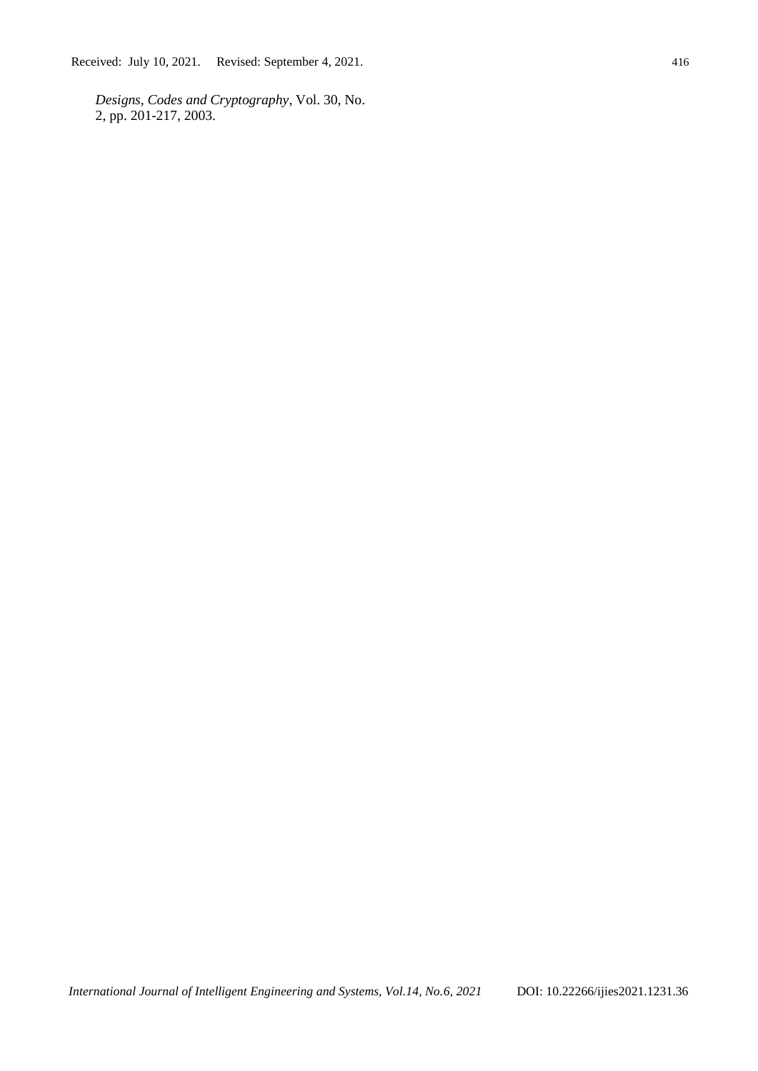*Designs, Codes and Cryptography*, Vol. 30, No. 2, pp. 201-217, 2003.